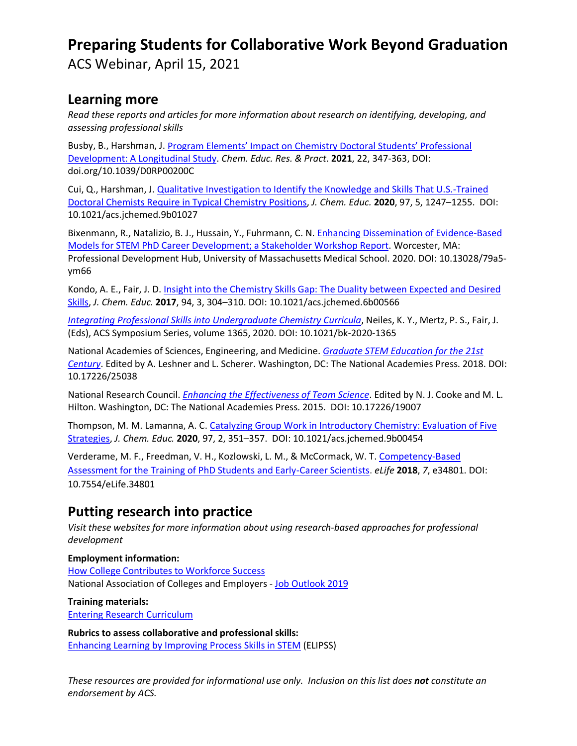# Preparing Students for Collaborative Work Beyond Graduation

ACS Webinar, April 15, 2021

## Learning more

*Read these reports and articles for more information about research on identifying, developing, and assessing professional skills*

Busby, B., Harshman, J. Program Elements' Impact on Chemistry Doctoral Students' Professional Development: A Longitudinal Study. *Chem. Educ. Res. & Pract*. **2021**, 22, 347-363, DOI: doi.org/10.1039/D0RP00200C

Cui, Q., Harshman, J. Qualitative Investigation to Identify the Knowledge and Skills That U.S.-Trained Doctoral Chemists Require in Typical Chemistry Positions, *J. Chem. Educ.* **2020**, 97, 5, 1247–1255. DOI: 10.1021/acs.jchemed.9b01027

Bixenmann, R., Natalizio, B. J., Hussain, Y., Fuhrmann, C. N. Enhancing Dissemination of Evidence-Based Models for STEM PhD Career Development; a Stakeholder Workshop Report. Worcester, MA: Professional Development Hub, University of Massachusetts Medical School. 2020. DOI: 10.13028/79a5-ym66

Kondo, A. E., Fair, J. D. Insight into the Chemistry Skills Gap: The Duality between Expected and Desired Skills, *J. Chem. Educ.* **2017**, 94, 3, 304–310. DOI: 10.1021/acs.jchemed.6b00566

*Integrating Professional Skills into Undergraduate Chemistry Curricula*, Neiles, K. Y., Mertz, P. S., Fair, J. (Eds), ACS Symposium Series, volume 1365, 2020. DOI: 10.1021/bk-2020-1365

National Academies of Sciences, Engineering, and Medicine. *Graduate STEM Education for the 21st Century*. Edited by A. Leshner and L. Scherer. Washington, DC: The National Academies Press. 2018. DOI: 10.17226/25038

National Research Council. *Enhancing the Effectiveness of Team Science*. Edited by N. J. Cooke and M. L. Hilton. Washington, DC: The National Academies Press. 2015. DOI: 10.17226/19007

Thompson, M. M. Lamanna, A. C. Catalyzing Group Work in Introductory Chemistry: Evaluation of Five Strategies, *J. Chem. Educ.* **2020**, 97, 2, 351–357. DOI: 10.1021/acs.jchemed.9b00454

Verderame, M. F., Freedman, V. H., Kozlowski, L. M., & McCormack, W. T. Competency-Based Assessment for the Training of PhD Students and Early-Career Scientists. *eLife* **2018**, *7*, e34801. DOI: 10.7554/eLife.34801

## Putting research into practice

*Visit these websites for more information about using research-based approaches for professional development*

**Employment information:**
How College Contributes to Workforce Success
National Association of Colleges and Employers - Job Outlook 2019

**Training materials:**
Entering Research Curriculum

**Rubrics to assess collaborative and professional skills:**
Enhancing Learning by Improving Process Skills in STEM (ELIPSS)

*These resources are provided for informational use only. Inclusion on this list does **not** constitute an endorsement by ACS.*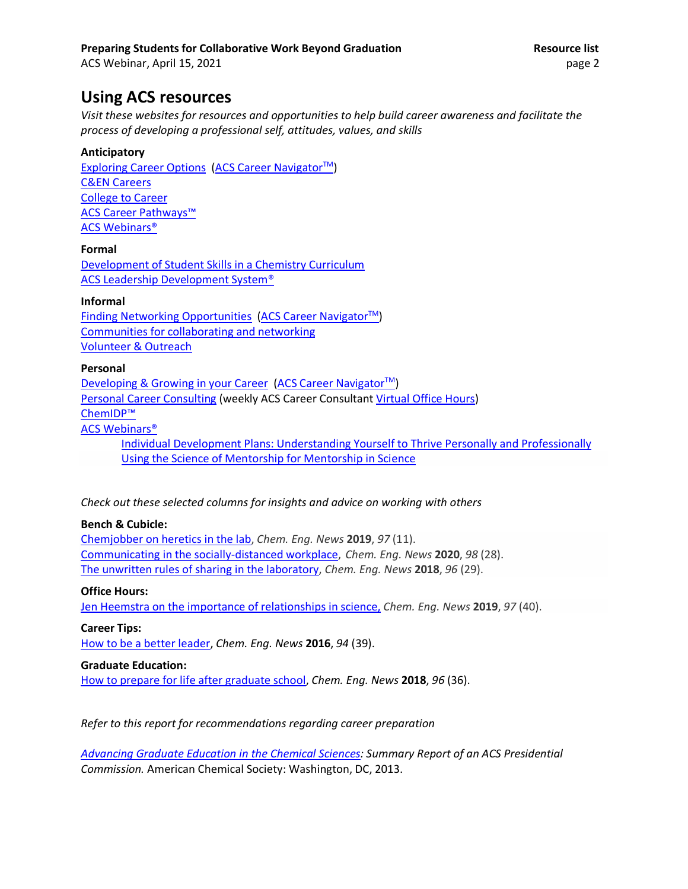## Using ACS resources

*Visit these websites for resources and opportunities to help build career awareness and facilitate the process of developing a professional self, attitudes, values, and skills*

**Anticipatory**

Exploring Career Options (ACS Career Navigator™)
C&EN Careers
College to Career
ACS Career Pathways™
ACS Webinars®

**Formal**

Development of Student Skills in a Chemistry Curriculum
ACS Leadership Development System®

**Informal**

Finding Networking Opportunities (ACS Career Navigator™)
Communities for collaborating and networking
Volunteer & Outreach

**Personal**

Developing & Growing in your Career (ACS Career Navigator™)
Personal Career Consulting (weekly ACS Career Consultant Virtual Office Hours)
ChemIDP™
ACS Webinars®

- Individual Development Plans: Understanding Yourself to Thrive Personally and Professionally
- Using the Science of Mentorship for Mentorship in Science

*Check out these selected columns for insights and advice on working with others*

**Bench & Cubicle:**

Chemjobber on heretics in the lab, *Chem. Eng. News* **2019**, *97* (11).
Communicating in the socially-distanced workplace, *Chem. Eng. News* **2020**, *98* (28).
The unwritten rules of sharing in the laboratory, *Chem. Eng. News* **2018**, *96* (29).

**Office Hours:**

Jen Heemstra on the importance of relationships in science, *Chem. Eng. News* **2019**, *97* (40).

**Career Tips:**

How to be a better leader, *Chem. Eng. News* **2016**, *94* (39).

**Graduate Education:**

How to prepare for life after graduate school, *Chem. Eng. News* **2018**, *96* (36).

*Refer to this report for recommendations regarding career preparation*

*Advancing Graduate Education in the Chemical Sciences: Summary Report of an ACS Presidential Commission.* American Chemical Society: Washington, DC, 2013.